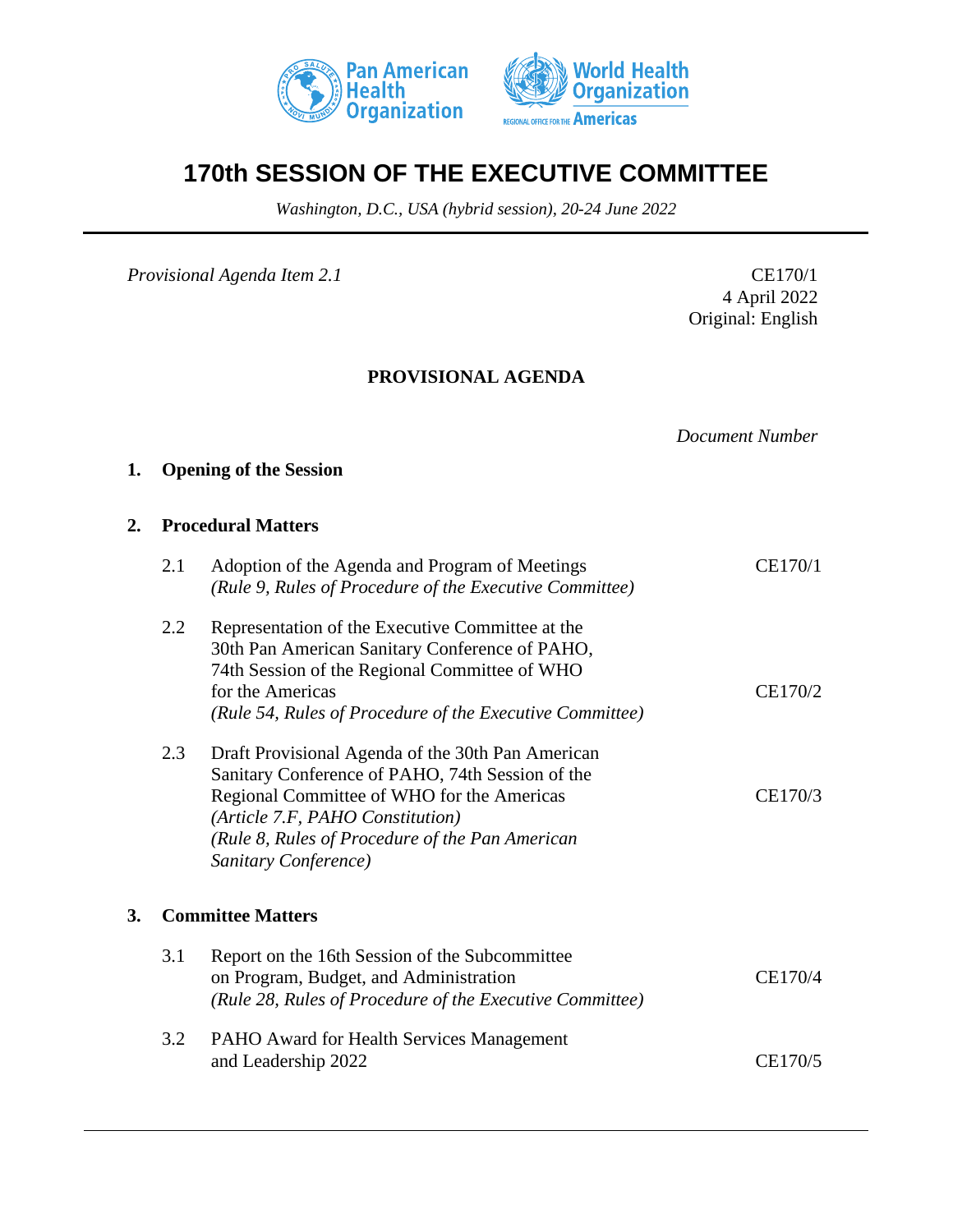# 170th SESSION OF THE EXECUTIVE COMMITTEE

*Washington, D.C., USA (hybrid session), 20-24 June 2022*

*Provisional Agenda Item 2.1*

CE170/1
4 April 2022
Original: English

## PROVISIONAL AGENDA

| | | *Document Number* |
|---|---|---|
| **1.** | **Opening of the Session** | |
| **2.** | **Procedural Matters** | |
| 2.1 | Adoption of the Agenda and Program of Meetings *(Rule 9, Rules of Procedure of the Executive Committee)* | CE170/1 |
| 2.2 | Representation of the Executive Committee at the 30th Pan American Sanitary Conference of PAHO, 74th Session of the Regional Committee of WHO for the Americas *(Rule 54, Rules of Procedure of the Executive Committee)* | CE170/2 |
| 2.3 | Draft Provisional Agenda of the 30th Pan American Sanitary Conference of PAHO, 74th Session of the Regional Committee of WHO for the Americas *(Article 7.F, PAHO Constitution)* *(Rule 8, Rules of Procedure of the Pan American Sanitary Conference)* | CE170/3 |
| **3.** | **Committee Matters** | |
| 3.1 | Report on the 16th Session of the Subcommittee on Program, Budget, and Administration *(Rule 28, Rules of Procedure of the Executive Committee)* | CE170/4 |
| 3.2 | PAHO Award for Health Services Management and Leadership 2022 | CE170/5 |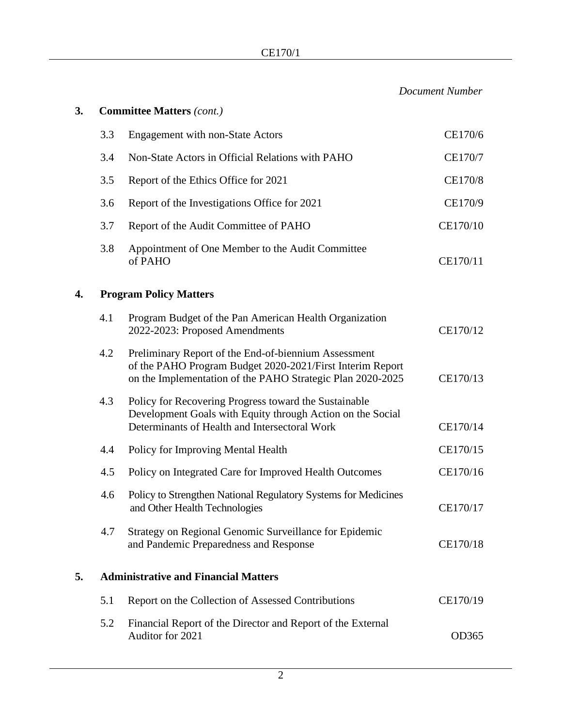*Document Number*

| | | |
|---|---|---|
| **3.** | **Committee Matters** *(cont.)* | |
| 3.3 | Engagement with non-State Actors | CE170/6 |
| 3.4 | Non-State Actors in Official Relations with PAHO | CE170/7 |
| 3.5 | Report of the Ethics Office for 2021 | CE170/8 |
| 3.6 | Report of the Investigations Office for 2021 | CE170/9 |
| 3.7 | Report of the Audit Committee of PAHO | CE170/10 |
| 3.8 | Appointment of One Member to the Audit Committee of PAHO | CE170/11 |
| **4.** | **Program Policy Matters** | |
| 4.1 | Program Budget of the Pan American Health Organization 2022-2023: Proposed Amendments | CE170/12 |
| 4.2 | Preliminary Report of the End-of-biennium Assessment of the PAHO Program Budget 2020-2021/First Interim Report on the Implementation of the PAHO Strategic Plan 2020-2025 | CE170/13 |
| 4.3 | Policy for Recovering Progress toward the Sustainable Development Goals with Equity through Action on the Social Determinants of Health and Intersectoral Work | CE170/14 |
| 4.4 | Policy for Improving Mental Health | CE170/15 |
| 4.5 | Policy on Integrated Care for Improved Health Outcomes | CE170/16 |
| 4.6 | Policy to Strengthen National Regulatory Systems for Medicines and Other Health Technologies | CE170/17 |
| 4.7 | Strategy on Regional Genomic Surveillance for Epidemic and Pandemic Preparedness and Response | CE170/18 |
| **5.** | **Administrative and Financial Matters** | |
| 5.1 | Report on the Collection of Assessed Contributions | CE170/19 |
| 5.2 | Financial Report of the Director and Report of the External Auditor for 2021 | OD365 |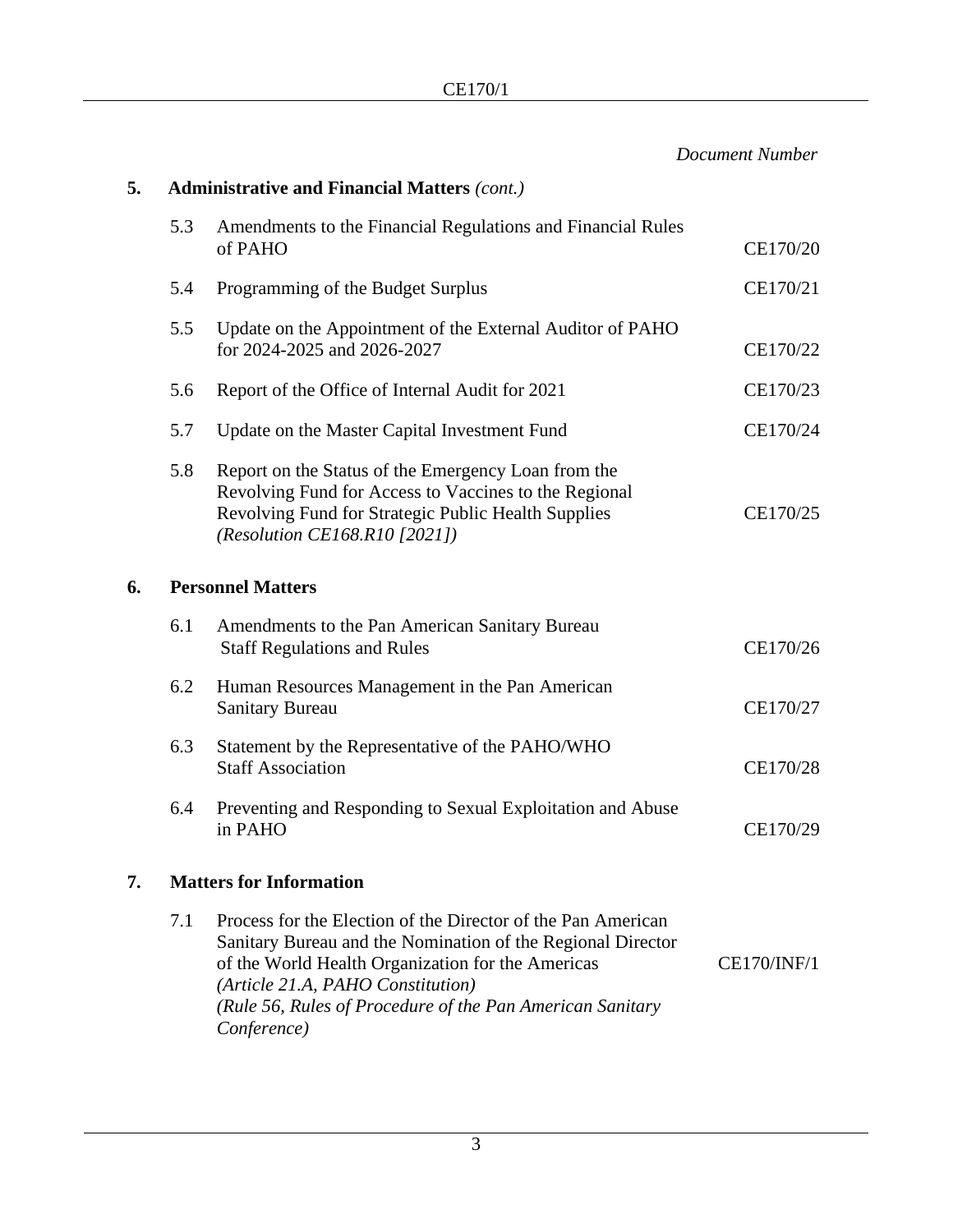*Document Number*

**5. Administrative and Financial Matters** *(cont.)*

| | | |
|---|---|---|
| 5.3 | Amendments to the Financial Regulations and Financial Rules of PAHO | CE170/20 |
| 5.4 | Programming of the Budget Surplus | CE170/21 |
| 5.5 | Update on the Appointment of the External Auditor of PAHO for 2024-2025 and 2026-2027 | CE170/22 |
| 5.6 | Report of the Office of Internal Audit for 2021 | CE170/23 |
| 5.7 | Update on the Master Capital Investment Fund | CE170/24 |
| 5.8 | Report on the Status of the Emergency Loan from the Revolving Fund for Access to Vaccines to the Regional Revolving Fund for Strategic Public Health Supplies *(Resolution CE168.R10 [2021])* | CE170/25 |

**6. Personnel Matters**

| | | |
|---|---|---|
| 6.1 | Amendments to the Pan American Sanitary Bureau Staff Regulations and Rules | CE170/26 |
| 6.2 | Human Resources Management in the Pan American Sanitary Bureau | CE170/27 |
| 6.3 | Statement by the Representative of the PAHO/WHO Staff Association | CE170/28 |
| 6.4 | Preventing and Responding to Sexual Exploitation and Abuse in PAHO | CE170/29 |

**7. Matters for Information**

| | | |
|---|---|---|
| 7.1 | Process for the Election of the Director of the Pan American Sanitary Bureau and the Nomination of the Regional Director of the World Health Organization for the Americas *(Article 21.A, PAHO Constitution)* *(Rule 56, Rules of Procedure of the Pan American Sanitary Conference)* | CE170/INF/1 |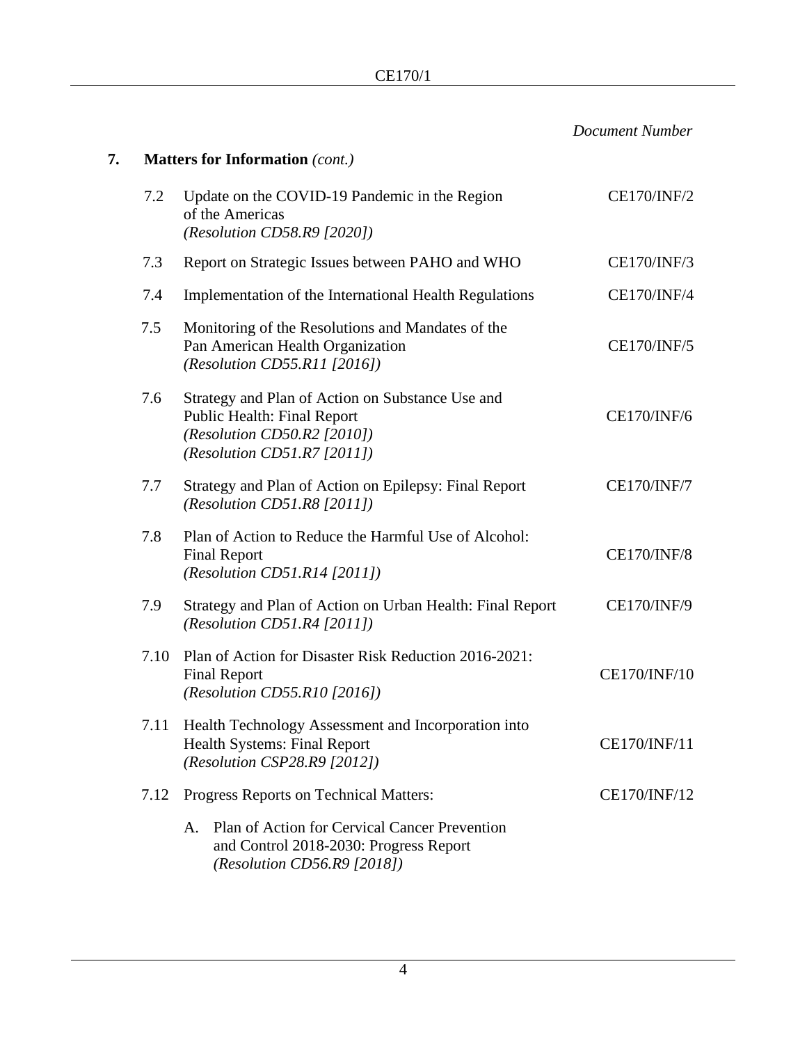*Document Number*

**7. Matters for Information** *(cont.)*

| | | |
|---|---|---|
| 7.2 | Update on the COVID-19 Pandemic in the Region of the Americas *(Resolution CD58.R9 [2020])* | CE170/INF/2 |
| 7.3 | Report on Strategic Issues between PAHO and WHO | CE170/INF/3 |
| 7.4 | Implementation of the International Health Regulations | CE170/INF/4 |
| 7.5 | Monitoring of the Resolutions and Mandates of the Pan American Health Organization *(Resolution CD55.R11 [2016])* | CE170/INF/5 |
| 7.6 | Strategy and Plan of Action on Substance Use and Public Health: Final Report *(Resolution CD50.R2 [2010])* *(Resolution CD51.R7 [2011])* | CE170/INF/6 |
| 7.7 | Strategy and Plan of Action on Epilepsy: Final Report *(Resolution CD51.R8 [2011])* | CE170/INF/7 |
| 7.8 | Plan of Action to Reduce the Harmful Use of Alcohol: Final Report *(Resolution CD51.R14 [2011])* | CE170/INF/8 |
| 7.9 | Strategy and Plan of Action on Urban Health: Final Report *(Resolution CD51.R4 [2011])* | CE170/INF/9 |
| 7.10 | Plan of Action for Disaster Risk Reduction 2016-2021: Final Report *(Resolution CD55.R10 [2016])* | CE170/INF/10 |
| 7.11 | Health Technology Assessment and Incorporation into Health Systems: Final Report *(Resolution CSP28.R9 [2012])* | CE170/INF/11 |
| 7.12 | Progress Reports on Technical Matters: | CE170/INF/12 |
| | A. Plan of Action for Cervical Cancer Prevention and Control 2018-2030: Progress Report *(Resolution CD56.R9 [2018])* | |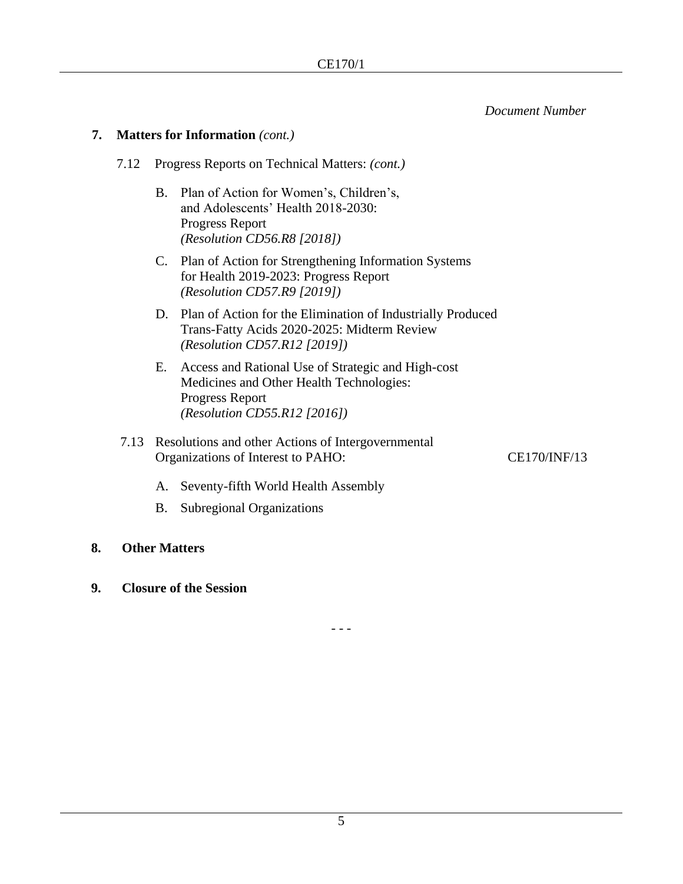*Document Number*

**7. Matters for Information** *(cont.)*

7.12 Progress Reports on Technical Matters: *(cont.)*

B. Plan of Action for Women's, Children's, and Adolescents' Health 2018-2030: Progress Report
*(Resolution CD56.R8 [2018])*

C. Plan of Action for Strengthening Information Systems for Health 2019-2023: Progress Report
*(Resolution CD57.R9 [2019])*

D. Plan of Action for the Elimination of Industrially Produced Trans-Fatty Acids 2020-2025: Midterm Review
*(Resolution CD57.R12 [2019])*

E. Access and Rational Use of Strategic and High-cost Medicines and Other Health Technologies: Progress Report
*(Resolution CD55.R12 [2016])*

7.13 Resolutions and other Actions of Intergovernmental Organizations of Interest to PAHO: CE170/INF/13

A. Seventy-fifth World Health Assembly

B. Subregional Organizations

**8. Other Matters**

**9. Closure of the Session**

- - -